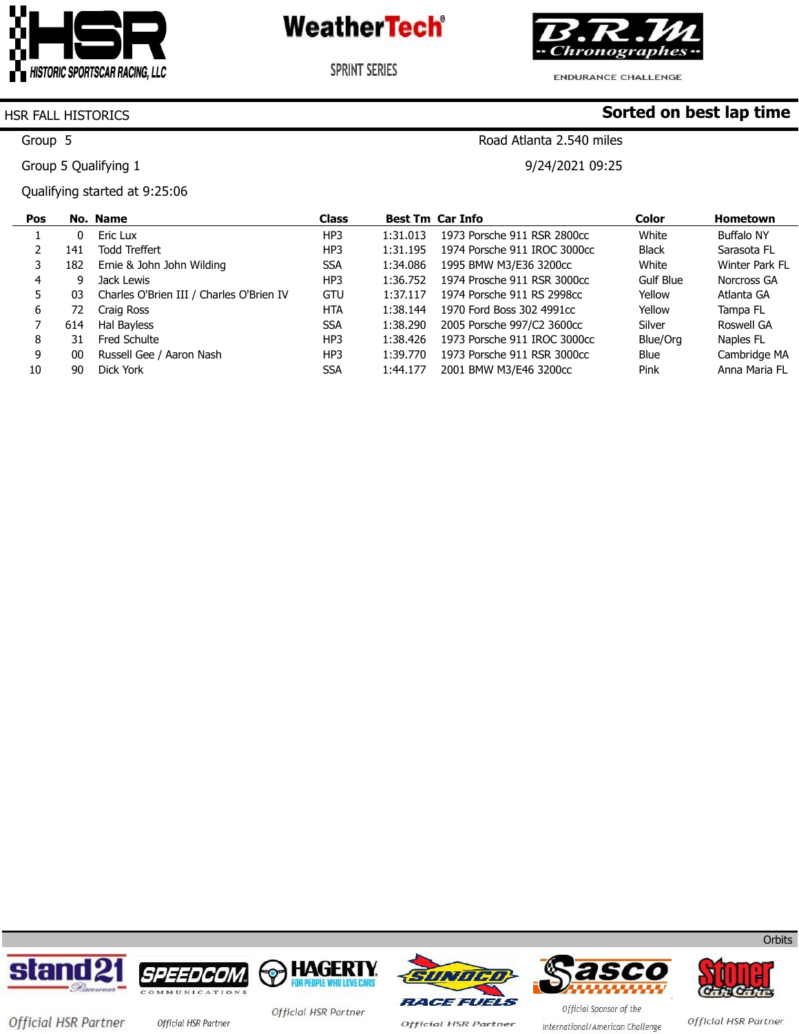HSR HISTORIC SPORTSCAR RACING, LLC

WeatherTech SPRINT SERIES

B.R.M Chronographes ENDURANCE CHALLENGE

HSR FALL HISTORICS

**Sorted on best lap time**

Group 5 — Road Atlanta 2.540 miles

Group 5 Qualifying 1 — 9/24/2021 09:25

Qualifying started at 9:25:06

| Pos | No. | Name | Class | Best Tm | Car Info | Color | Hometown |
|---|---|---|---|---|---|---|---|
| 1 | 0 | Eric Lux | HP3 | 1:31.013 | 1973 Porsche 911 RSR 2800cc | White | Buffalo NY |
| 2 | 141 | Todd Treffert | HP3 | 1:31.195 | 1974 Porsche 911 IROC 3000cc | Black | Sarasota FL |
| 3 | 182 | Ernie & John John Wilding | SSA | 1:34.086 | 1995 BMW M3/E36 3200cc | White | Winter Park FL |
| 4 | 9 | Jack Lewis | HP3 | 1:36.752 | 1974 Prosche 911 RSR 3000cc | Gulf Blue | Norcross GA |
| 5 | 03 | Charles O'Brien III / Charles O'Brien IV | GTU | 1:37.117 | 1974 Porsche 911 RS 2998cc | Yellow | Atlanta GA |
| 6 | 72 | Craig Ross | HTA | 1:38.144 | 1970 Ford Boss 302 4991cc | Yellow | Tampa FL |
| 7 | 614 | Hal Bayless | SSA | 1:38.290 | 2005 Porsche 997/C2 3600cc | Silver | Roswell GA |
| 8 | 31 | Fred Schulte | HP3 | 1:38.426 | 1973 Porsche 911 IROC 3000cc | Blue/Org | Naples FL |
| 9 | 00 | Russell Gee / Aaron Nash | HP3 | 1:39.770 | 1973 Porsche 911 RSR 3000cc | Blue | Cambridge MA |
| 10 | 90 | Dick York | SSA | 1:44.177 | 2001 BMW M3/E46 3200cc | Pink | Anna Maria FL |

Orbits

stand21 Raceweear — Official HSR Partner

SPEEDCOM COMMUNICATIONS — Official HSR Partner

HAGERTY. FOR PEOPLE WHO LOVE CARS — Official HSR Partner

SUNOCO RACE FUELS — Official HSR Partner

Sasco — Official Sponsor of the International/American Challenge

Stoner Car Care — Official HSR Partner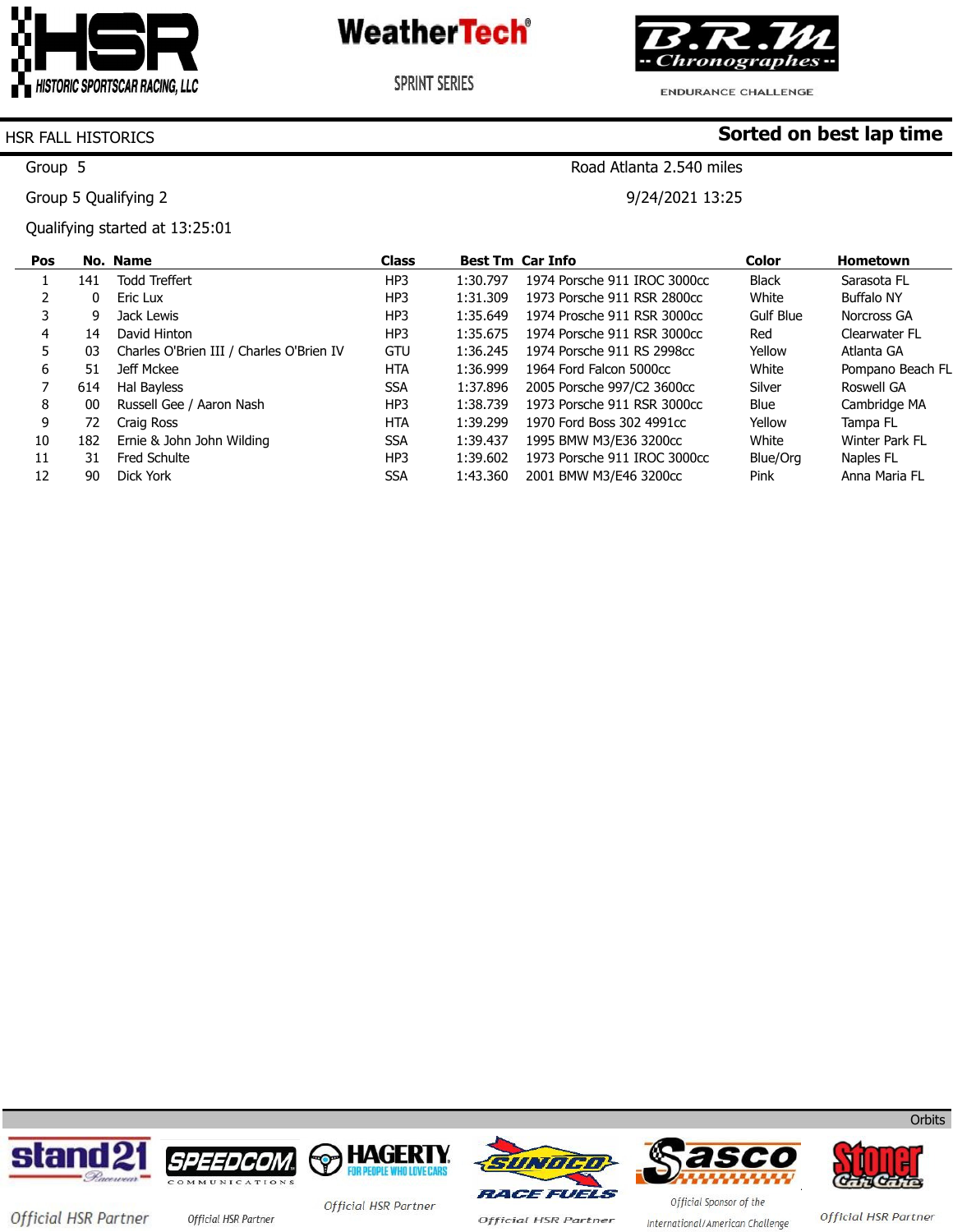HISTORIC SPORTSCAR RACING, LLC

WeatherTech SPRINT SERIES

B.R.M Chronographes ENDURANCE CHALLENGE

HSR FALL HISTORICS

**Sorted on best lap time**

Group 5

Road Atlanta 2.540 miles

Group 5 Qualifying 2

9/24/2021 13:25

Qualifying started at 13:25:01

| Pos | No. | Name | Class | Best Tm | Car Info | Color | Hometown |
|---|---|---|---|---|---|---|---|
| 1 | 141 | Todd Treffert | HP3 | 1:30.797 | 1974 Porsche 911 IROC 3000cc | Black | Sarasota FL |
| 2 | 0 | Eric Lux | HP3 | 1:31.309 | 1973 Porsche 911 RSR 2800cc | White | Buffalo NY |
| 3 | 9 | Jack Lewis | HP3 | 1:35.649 | 1974 Prosche 911 RSR 3000cc | Gulf Blue | Norcross GA |
| 4 | 14 | David Hinton | HP3 | 1:35.675 | 1974 Porsche 911 RSR 3000cc | Red | Clearwater FL |
| 5 | 03 | Charles O'Brien III / Charles O'Brien IV | GTU | 1:36.245 | 1974 Porsche 911 RS 2998cc | Yellow | Atlanta GA |
| 6 | 51 | Jeff Mckee | HTA | 1:36.999 | 1964 Ford Falcon 5000cc | White | Pompano Beach FL |
| 7 | 614 | Hal Bayless | SSA | 1:37.896 | 2005 Porsche 997/C2 3600cc | Silver | Roswell GA |
| 8 | 00 | Russell Gee / Aaron Nash | HP3 | 1:38.739 | 1973 Porsche 911 RSR 3000cc | Blue | Cambridge MA |
| 9 | 72 | Craig Ross | HTA | 1:39.299 | 1970 Ford Boss 302 4991cc | Yellow | Tampa FL |
| 10 | 182 | Ernie & John John Wilding | SSA | 1:39.437 | 1995 BMW M3/E36 3200cc | White | Winter Park FL |
| 11 | 31 | Fred Schulte | HP3 | 1:39.602 | 1973 Porsche 911 IROC 3000cc | Blue/Org | Naples FL |
| 12 | 90 | Dick York | SSA | 1:43.360 | 2001 BMW M3/E46 3200cc | Pink | Anna Maria FL |

Orbits

stand21 Racewear — Official HSR Partner

SPEEDCOM COMMUNICATIONS — Official HSR Partner

HAGERTY. FOR PEOPLE WHO LOVE CARS — Official HSR Partner

SUNOCO RACE FUELS — Official HSR Partner

Sasco — Official Sponsor of the International/American Challenge

Stoner Car Care — Official HSR Partner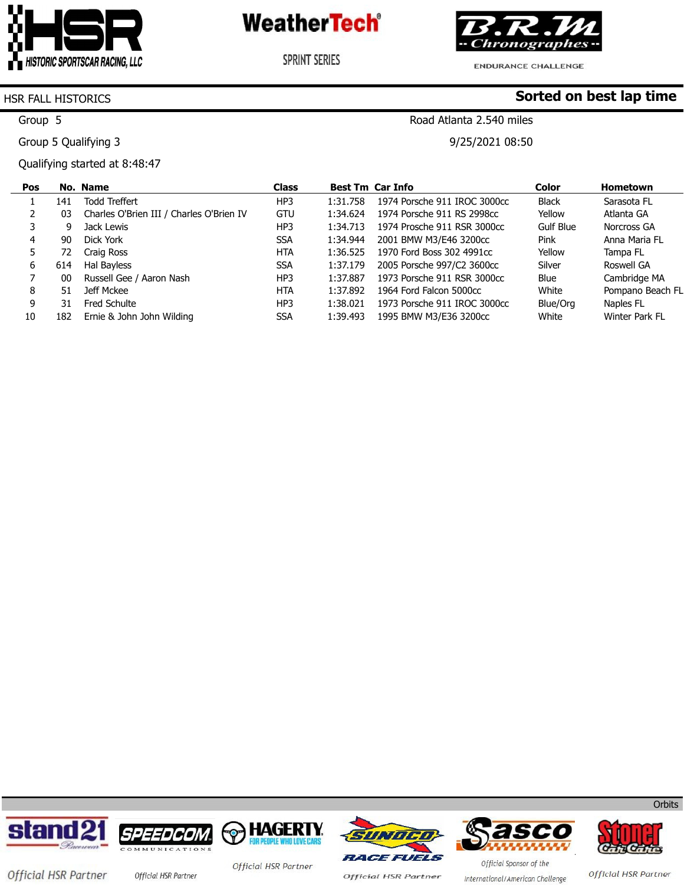HSR FALL HISTORICS

**Sorted on best lap time**

Group 5

Road Atlanta 2.540 miles

Group 5 Qualifying 3

9/25/2021 08:50

Qualifying started at 8:48:47

| Pos | No. | Name | Class | Best Tm | Car Info | Color | Hometown |
|---|---|---|---|---|---|---|---|
| 1 | 141 | Todd Treffert | HP3 | 1:31.758 | 1974 Porsche 911 IROC 3000cc | Black | Sarasota FL |
| 2 | 03 | Charles O'Brien III / Charles O'Brien IV | GTU | 1:34.624 | 1974 Porsche 911 RS 2998cc | Yellow | Atlanta GA |
| 3 | 9 | Jack Lewis | HP3 | 1:34.713 | 1974 Prosche 911 RSR 3000cc | Gulf Blue | Norcross GA |
| 4 | 90 | Dick York | SSA | 1:34.944 | 2001 BMW M3/E46 3200cc | Pink | Anna Maria FL |
| 5 | 72 | Craig Ross | HTA | 1:36.525 | 1970 Ford Boss 302 4991cc | Yellow | Tampa FL |
| 6 | 614 | Hal Bayless | SSA | 1:37.179 | 2005 Porsche 997/C2 3600cc | Silver | Roswell GA |
| 7 | 00 | Russell Gee / Aaron Nash | HP3 | 1:37.887 | 1973 Porsche 911 RSR 3000cc | Blue | Cambridge MA |
| 8 | 51 | Jeff Mckee | HTA | 1:37.892 | 1964 Ford Falcon 5000cc | White | Pompano Beach FL |
| 9 | 31 | Fred Schulte | HP3 | 1:38.021 | 1973 Porsche 911 IROC 3000cc | Blue/Org | Naples FL |
| 10 | 182 | Ernie & John John Wilding | SSA | 1:39.493 | 1995 BMW M3/E36 3200cc | White | Winter Park FL |

Orbits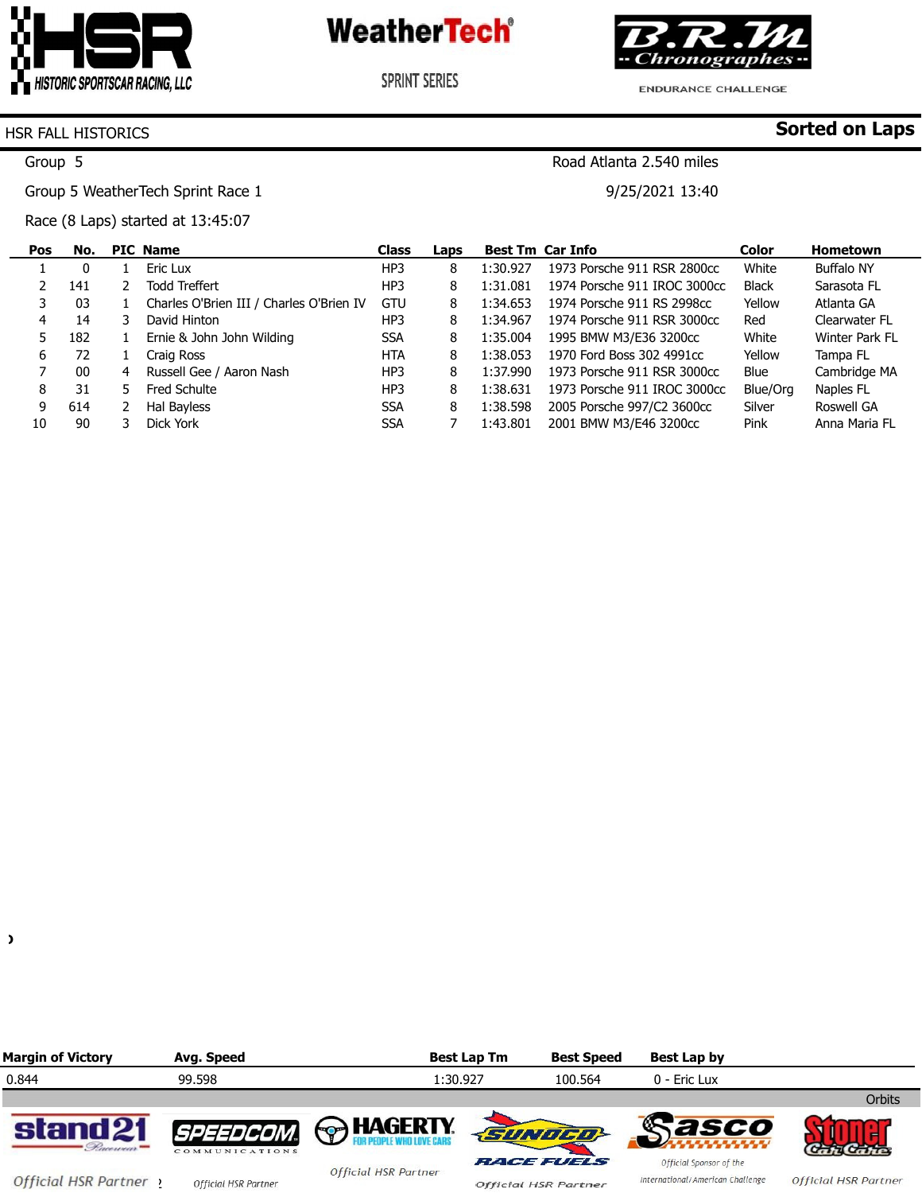HSR – Historic Sportscar Racing, LLC | WeatherTech Sprint Series | B.R.M Chronographes Endurance Challenge

HSR FALL HISTORICS **Sorted on Laps**

Group 5 Road Atlanta 2.540 miles

Group 5 WeatherTech Sprint Race 1 9/25/2021 13:40

Race (8 Laps) started at 13:45:07

| Pos | No. | PIC | Name | Class | Laps | Best Tm | Car Info | Color | Hometown |
|---|---|---|---|---|---|---|---|---|---|
| 1 | 0 | 1 | Eric Lux | HP3 | 8 | 1:30.927 | 1973 Porsche 911 RSR 2800cc | White | Buffalo NY |
| 2 | 141 | 2 | Todd Treffert | HP3 | 8 | 1:31.081 | 1974 Porsche 911 IROC 3000cc | Black | Sarasota FL |
| 3 | 03 | 1 | Charles O'Brien III / Charles O'Brien IV | GTU | 8 | 1:34.653 | 1974 Porsche 911 RS 2998cc | Yellow | Atlanta GA |
| 4 | 14 | 3 | David Hinton | HP3 | 8 | 1:34.967 | 1974 Porsche 911 RSR 3000cc | Red | Clearwater FL |
| 5 | 182 | 1 | Ernie & John John Wilding | SSA | 8 | 1:35.004 | 1995 BMW M3/E36 3200cc | White | Winter Park FL |
| 6 | 72 | 1 | Craig Ross | HTA | 8 | 1:38.053 | 1970 Ford Boss 302 4991cc | Yellow | Tampa FL |
| 7 | 00 | 4 | Russell Gee / Aaron Nash | HP3 | 8 | 1:37.990 | 1973 Porsche 911 RSR 3000cc | Blue | Cambridge MA |
| 8 | 31 | 5 | Fred Schulte | HP3 | 8 | 1:38.631 | 1973 Porsche 911 IROC 3000cc | Blue/Org | Naples FL |
| 9 | 614 | 2 | Hal Bayless | SSA | 8 | 1:38.598 | 2005 Porsche 997/C2 3600cc | Silver | Roswell GA |
| 10 | 90 | 3 | Dick York | SSA | 7 | 1:43.801 | 2001 BMW M3/E46 3200cc | Pink | Anna Maria FL |

| Margin of Victory | Avg. Speed | Best Lap Tm | Best Speed | Best Lap by |
|---|---|---|---|---|
| 0.844 | 99.598 | 1:30.927 | 100.564 | 0 - Eric Lux |

Orbits

stand21 – Official HSR Partner | Speedcom Communications – Official HSR Partner | Hagerty – Official HSR Partner | Sunoco Race Fuels – Official HSR Partner | Sasco – Official Sponsor of the International/American Challenge | Stoner Car Care – Official HSR Partner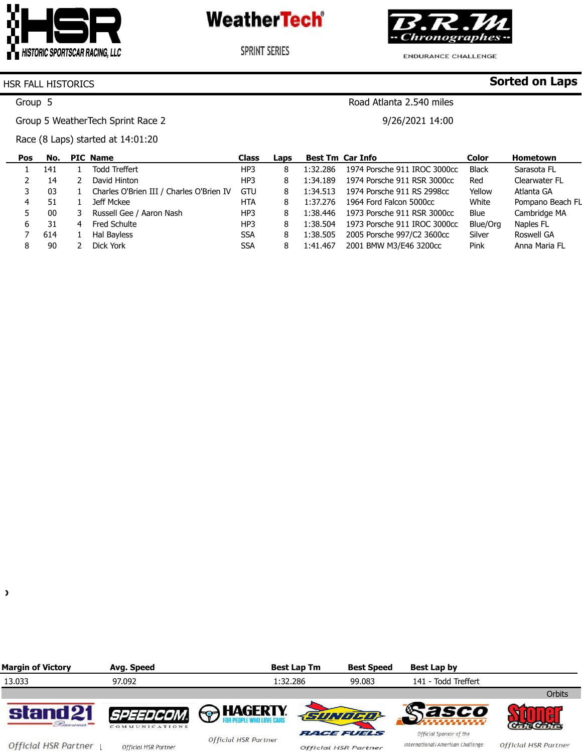HSR HISTORIC SPORTSCAR RACING, LLC

WeatherTech SPRINT SERIES

B.R.M Chronographes ENDURANCE CHALLENGE

HSR FALL HISTORICS **Sorted on Laps**

Group 5 Road Atlanta 2.540 miles

Group 5 WeatherTech Sprint Race 2 9/26/2021 14:00

Race (8 Laps) started at 14:01:20

| Pos | No. | PIC | Name | Class | Laps | Best Tm | Car Info | Color | Hometown |
|---|---|---|---|---|---|---|---|---|---|
| 1 | 141 | 1 | Todd Treffert | HP3 | 8 | 1:32.286 | 1974 Porsche 911 IROC 3000cc | Black | Sarasota FL |
| 2 | 14 | 2 | David Hinton | HP3 | 8 | 1:34.189 | 1974 Porsche 911 RSR 3000cc | Red | Clearwater FL |
| 3 | 03 | 1 | Charles O'Brien III / Charles O'Brien IV | GTU | 8 | 1:34.513 | 1974 Porsche 911 RS 2998cc | Yellow | Atlanta GA |
| 4 | 51 | 1 | Jeff Mckee | HTA | 8 | 1:37.276 | 1964 Ford Falcon 5000cc | White | Pompano Beach FL |
| 5 | 00 | 3 | Russell Gee / Aaron Nash | HP3 | 8 | 1:38.446 | 1973 Porsche 911 RSR 3000cc | Blue | Cambridge MA |
| 6 | 31 | 4 | Fred Schulte | HP3 | 8 | 1:38.504 | 1973 Porsche 911 IROC 3000cc | Blue/Org | Naples FL |
| 7 | 614 | 1 | Hal Bayless | SSA | 8 | 1:38.505 | 2005 Porsche 997/C2 3600cc | Silver | Roswell GA |
| 8 | 90 | 2 | Dick York | SSA | 8 | 1:41.467 | 2001 BMW M3/E46 3200cc | Pink | Anna Maria FL |

| Margin of Victory | Avg. Speed | Best Lap Tm | Best Speed | Best Lap by |
|---|---|---|---|---|
| 13.033 | 97.092 | 1:32.286 | 99.083 | 141 - Todd Treffert |

Orbits

stand21 Racewear — Official HSR Partner | SPEEDCOM COMMUNICATIONS — Official HSR Partner | HAGERTY FOR PEOPLE WHO LOVE CARS — Official HSR Partner | SUNOCO RACE FUELS — Official HSR Partner | Sasco — Official Sponsor of the International/American Challenge | Stoner Car Care — Official HSR Partner